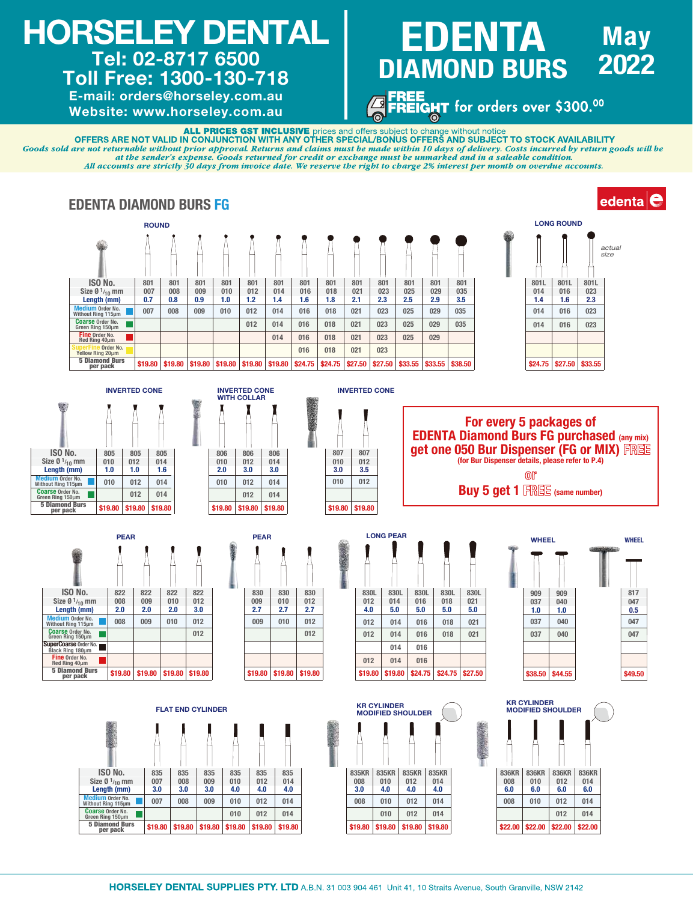# HORSELEY DENTAL

**Tel: 02-8717 6500**
**Toll Free: 1300-130-718**
**E-mail: orders@horseley.com.au**
**Website: www.horseley.com.au**

# EDENTA DIAMOND BURS

**May 2022**

**FREE FREIGHT** for orders over $300.00

**ALL PRICES GST INCLUSIVE** prices and offers subject to change without notice
**OFFERS ARE NOT VALID IN CONJUNCTION WITH ANY OTHER SPECIAL/BONUS OFFERS AND SUBJECT TO STOCK AVAILABILITY**
*Goods sold are not returnable without prior approval. Returns and claims must be made within 10 days of delivery. Costs incurred by return goods will be at the sender's expense. Goods returned for credit or exchange must be unmarked and in a saleable condition.*
*All accounts are strictly 30 days from invoice date. We reserve the right to charge 2% interest per month on overdue accounts.*

## EDENTA DIAMOND BURS FG

edenta

### ROUND

| ISO No. | 801 | 801 | 801 | 801 | 801 | 801 | 801 | 801 | 801 | 801 | 801 | 801 | 801 |
|---|---|---|---|---|---|---|---|---|---|---|---|---|---|
| Size Ø 1/10 mm | 007 | 008 | 009 | 010 | 012 | 014 | 016 | 018 | 021 | 023 | 025 | 029 | 035 |
| Length (mm) | 0.7 | 0.8 | 0.9 | 1.0 | 1.2 | 1.4 | 1.6 | 1.8 | 2.1 | 2.3 | 2.5 | 2.9 | 3.5 |
| Medium Order No. Without Ring 115μm | 007 | 008 | 009 | 010 | 012 | 014 | 016 | 018 | 021 | 023 | 025 | 029 | 035 |
| Coarse Order No. Green Ring 150μm | | | | | 012 | 014 | 016 | 018 | 021 | 023 | 025 | 029 | 035 |
| Fine Order No. Red Ring 40μm | | | | | | 014 | 016 | 018 | 021 | 023 | 025 | 029 | |
| SuperFine Order No. Yellow Ring 20μm | | | | | | | 016 | 018 | 021 | 023 | | | |
| 5 Diamond Burs per pack | $19.80 | $19.80 | $19.80 | $19.80 | $19.80 | $19.80 | $24.75 | $24.75 | $27.50 | $27.50 | $33.55 | $33.55 | $38.50 |

### LONG ROUND

*actual size*

| ISO No. | 801L | 801L | 801L |
|---|---|---|---|
| Size Ø 1/10 mm | 014 | 016 | 023 |
| Length (mm) | 1.4 | 1.6 | 2.3 |
| Medium Order No. Without Ring 115μm | 014 | 016 | 023 |
| Coarse Order No. Green Ring 150μm | 014 | 016 | 023 |
| Fine Order No. Red Ring 40μm | | | |
| SuperFine Order No. Yellow Ring 20μm | | | |
| 5 Diamond Burs per pack | $24.75 | $27.50 | $33.55 |

### INVERTED CONE

| ISO No. | 805 | 805 | 805 |
|---|---|---|---|
| Size Ø 1/10 mm | 010 | 012 | 014 |
| Length (mm) | 1.0 | 1.0 | 1.6 |
| Medium Order No. Without Ring 115μm | 010 | 012 | 014 |
| Coarse Order No. Green Ring 150μm | | 012 | 014 |
| 5 Diamond Burs per pack | $19.80 | $19.80 | $19.80 |

### INVERTED CONE WITH COLLAR

| ISO No. | 806 | 806 | 806 |
|---|---|---|---|
| Size Ø 1/10 mm | 010 | 012 | 014 |
| Length (mm) | 2.0 | 3.0 | 3.0 |
| Medium Order No. Without Ring 115μm | 010 | 012 | 014 |
| Coarse Order No. Green Ring 150μm | | 012 | 014 |
| 5 Diamond Burs per pack | $19.80 | $19.80 | $19.80 |

### INVERTED CONE

| ISO No. | 807 | 807 |
|---|---|---|
| Size Ø 1/10 mm | 010 | 012 |
| Length (mm) | 3.0 | 3.5 |
| Medium Order No. Without Ring 115μm | 010 | 012 |
| Coarse Order No. Green Ring 150μm | | |
| 5 Diamond Burs per pack | $19.80 | $19.80 |

**For every 5 packages of EDENTA Diamond Burs FG purchased** (any mix) **get one 050 Bur Dispenser (FG or MIX) FREE**
(for Bur Dispenser details, please refer to P.4)

or

**Buy 5 get 1 FREE** (same number)

### PEAR

| ISO No. | 822 | 822 | 822 | 822 |
|---|---|---|---|---|
| Size Ø 1/10 mm | 008 | 009 | 010 | 012 |
| Length (mm) | 2.0 | 2.0 | 2.0 | 3.0 |
| Medium Order No. Without Ring 115μm | 008 | 009 | 010 | 012 |
| Coarse Order No. Green Ring 150μm | | | | 012 |
| SuperCoarse Order No. Black Ring 180μm | | | | |
| Fine Order No. Red Ring 40μm | | | | |
| 5 Diamond Burs per pack | $19.80 | $19.80 | $19.80 | $19.80 |

### PEAR

| ISO No. | 830 | 830 | 830 |
|---|---|---|---|
| Size Ø 1/10 mm | 009 | 010 | 012 |
| Length (mm) | 2.7 | 2.7 | 2.7 |
| Medium Order No. Without Ring 115μm | 009 | 010 | 012 |
| Coarse Order No. Green Ring 150μm | | | 012 |
| SuperCoarse Order No. Black Ring 180μm | | | |
| Fine Order No. Red Ring 40μm | | | |
| 5 Diamond Burs per pack | $19.80 | $19.80 | $19.80 |

### LONG PEAR

| ISO No. | 830L | 830L | 830L | 830L | 830L |
|---|---|---|---|---|---|
| Size Ø 1/10 mm | 012 | 014 | 016 | 018 | 021 |
| Length (mm) | 4.0 | 5.0 | 5.0 | 5.0 | 5.0 |
| Medium Order No. Without Ring 115μm | 012 | 014 | 016 | 018 | 021 |
| Coarse Order No. Green Ring 150μm | 012 | 014 | 016 | 018 | 021 |
| SuperCoarse Order No. Black Ring 180μm | | 014 | 016 | | |
| Fine Order No. Red Ring 40μm | 012 | 014 | 016 | | |
| 5 Diamond Burs per pack | $19.80 | $19.80 | $24.75 | $24.75 | $27.50 |

### WHEEL

| ISO No. | 909 | 909 |
|---|---|---|
| Size Ø 1/10 mm | 037 | 040 |
| Length (mm) | 1.0 | 1.0 |
| Medium Order No. Without Ring 115μm | 037 | 040 |
| Coarse Order No. Green Ring 150μm | 037 | 040 |
| SuperCoarse Order No. Black Ring 180μm | | |
| Fine Order No. Red Ring 40μm | | |
| 5 Diamond Burs per pack | $38.50 | $44.55 |

### WHEEL

| ISO No. | 817 |
|---|---|
| Size Ø 1/10 mm | 047 |
| Length (mm) | 0.5 |
| Medium Order No. Without Ring 115μm | 047 |
| Coarse Order No. Green Ring 150μm | 047 |
| SuperCoarse Order No. Black Ring 180μm | |
| Fine Order No. Red Ring 40μm | |
| 5 Diamond Burs per pack | $49.50 |

### FLAT END CYLINDER

| ISO No. | 835 | 835 | 835 | 835 | 835 | 835 |
|---|---|---|---|---|---|---|
| Size Ø 1/10 mm | 007 | 008 | 009 | 010 | 012 | 014 |
| Length (mm) | 3.0 | 3.0 | 3.0 | 4.0 | 4.0 | 4.0 |
| Medium Order No. Without Ring 115μm | 007 | 008 | 009 | 010 | 012 | 014 |
| Coarse Order No. Green Ring 150μm | | | | 010 | 012 | 014 |
| 5 Diamond Burs per pack | $19.80 | $19.80 | $19.80 | $19.80 | $19.80 | $19.80 |

### KR CYLINDER MODIFIED SHOULDER

| ISO No. | 835KR | 835KR | 835KR | 835KR |
|---|---|---|---|---|
| Size Ø 1/10 mm | 008 | 010 | 012 | 014 |
| Length (mm) | 3.0 | 4.0 | 4.0 | 4.0 |
| Medium Order No. Without Ring 115μm | 008 | 010 | 012 | 014 |
| Coarse Order No. Green Ring 150μm | | 010 | 012 | 014 |
| 5 Diamond Burs per pack | $19.80 | $19.80 | $19.80 | $19.80 |

### KR CYLINDER MODIFIED SHOULDER

| ISO No. | 836KR | 836KR | 836KR | 836KR |
|---|---|---|---|---|
| Size Ø 1/10 mm | 008 | 010 | 012 | 014 |
| Length (mm) | 6.0 | 6.0 | 6.0 | 6.0 |
| Medium Order No. Without Ring 115μm | 008 | 010 | 012 | 014 |
| Coarse Order No. Green Ring 150μm | | | 012 | 014 |
| 5 Diamond Burs per pack | $22.00 | $22.00 | $22.00 | $22.00 |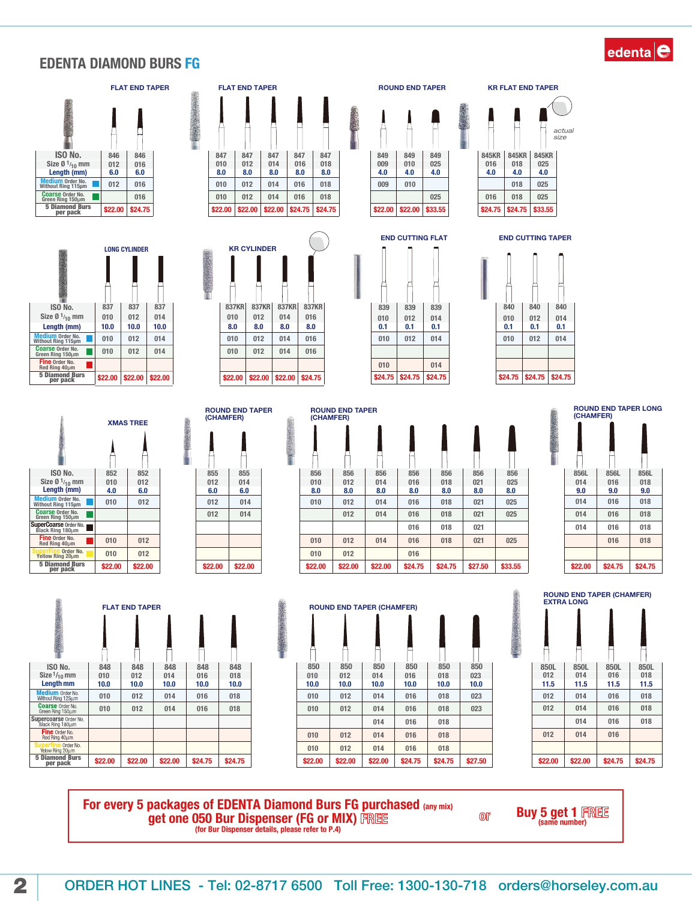# EDENTA DIAMOND BURS FG

edenta

### FLAT END TAPER / FLAT END TAPER / ROUND END TAPER / KR FLAT END TAPER

| | FLAT END TAPER | | FLAT END TAPER | | | | | ROUND END TAPER | | | KR FLAT END TAPER | | |
|---|---|---|---|---|---|---|---|---|---|---|---|---|---|
| ISO No. | 846 | 846 | 847 | 847 | 847 | 847 | 847 | 849 | 849 | 849 | 845KR | 845KR | 845KR |
| Size Ø 1/10 mm | 012 | 016 | 010 | 012 | 014 | 016 | 018 | 009 | 010 | 025 | 016 | 018 | 025 |
| Length (mm) | 6.0 | 6.0 | 8.0 | 8.0 | 8.0 | 8.0 | 8.0 | 4.0 | 4.0 | 4.0 | 4.0 | 4.0 | 4.0 |
| Medium Order No. Without Ring 115μm | 012 | 016 | 010 | 012 | 014 | 016 | 018 | 009 | 010 | | | 018 | 025 |
| Coarse Order No. Green Ring 150μm | | 016 | 010 | 012 | 014 | 016 | 018 | | | 025 | 016 | 018 | 025 |
| 5 Diamond Burs per pack | $22.00 | $24.75 | $22.00 | $22.00 | $22.00 | $24.75 | $24.75 | $22.00 | $22.00 | $33.55 | $24.75 | $24.75 | $33.55 |

*actual size*

### LONG CYLINDER / KR CYLINDER / END CUTTING FLAT / END CUTTING TAPER

| | LONG CYLINDER | | | KR CYLINDER | | | | END CUTTING FLAT | | | END CUTTING TAPER | | |
|---|---|---|---|---|---|---|---|---|---|---|---|---|---|
| ISO No. | 837 | 837 | 837 | 837KR | 837KR | 837KR | 837KR | 839 | 839 | 839 | 840 | 840 | 840 |
| Size Ø 1/10 mm | 010 | 012 | 014 | 010 | 012 | 014 | 016 | 010 | 012 | 014 | 010 | 012 | 014 |
| Length (mm) | 10.0 | 10.0 | 10.0 | 8.0 | 8.0 | 8.0 | 8.0 | 0.1 | 0.1 | 0.1 | 0.1 | 0.1 | 0.1 |
| Medium Order No. Without Ring 115μm | 010 | 012 | 014 | 010 | 012 | 014 | 016 | 010 | 012 | 014 | 010 | 012 | 014 |
| Coarse Order No. Green Ring 150μm | 010 | 012 | 014 | 010 | 012 | 014 | 016 | | | | | | |
| Fine Order No. Red Ring 40μm | | | | | | | | 010 | | 014 | | | |
| 5 Diamond Burs per pack | $22.00 | $22.00 | $22.00 | $22.00 | $22.00 | $22.00 | $24.75 | $24.75 | $24.75 | $24.75 | $24.75 | $24.75 | $24.75 |

### XMAS TREE / ROUND END TAPER (CHAMFER) / ROUND END TAPER LONG (CHAMFER)

| | XMAS TREE | | ROUND END TAPER (CHAMFER) | | ROUND END TAPER (CHAMFER) | | | | | | | ROUND END TAPER LONG (CHAMFER) | | |
|---|---|---|---|---|---|---|---|---|---|---|---|---|---|---|
| ISO No. | 852 | 852 | 855 | 855 | 856 | 856 | 856 | 856 | 856 | 856 | 856 | 856L | 856L | 856L |
| Size Ø 1/10 mm | 010 | 012 | 012 | 014 | 010 | 012 | 014 | 016 | 018 | 021 | 025 | 014 | 016 | 018 |
| Length (mm) | 4.0 | 6.0 | 6.0 | 6.0 | 8.0 | 8.0 | 8.0 | 8.0 | 8.0 | 8.0 | 8.0 | 9.0 | 9.0 | 9.0 |
| Medium Order No. Without Ring 115μm | 010 | 012 | 012 | 014 | 010 | 012 | 014 | 016 | 018 | 021 | 025 | 014 | 016 | 018 |
| Coarse Order No. Green Ring 150μm | | | 012 | 014 | | 012 | 014 | 016 | 018 | 021 | 025 | 014 | 016 | 018 |
| SuperCoarse Order No. Black Ring 180μm | | | | | | | | 016 | 018 | 021 | | 014 | 016 | 018 |
| Fine Order No. Red Ring 40μm | 010 | 012 | | | 010 | 012 | 014 | 016 | 018 | 021 | 025 | | 016 | 018 |
| SuperFine Order No. Yellow Ring 20μm | 010 | 012 | | | 010 | 012 | | 016 | | | | | | |
| 5 Diamond Burs per pack | $22.00 | $22.00 | $22.00 | $22.00 | $22.00 | $22.00 | $22.00 | $24.75 | $24.75 | $27.50 | $33.55 | $22.00 | $24.75 | $24.75 |

### FLAT END TAPER / ROUND END TAPER (CHAMFER) / ROUND END TAPER (CHAMFER) EXTRA LONG

| | FLAT END TAPER | | | | | ROUND END TAPER (CHAMFER) | | | | | | ROUND END TAPER (CHAMFER) EXTRA LONG | | | |
|---|---|---|---|---|---|---|---|---|---|---|---|---|---|---|---|
| ISO No. | 848 | 848 | 848 | 848 | 848 | 850 | 850 | 850 | 850 | 850 | 850 | 850L | 850L | 850L | 850L |
| Size 1/10 mm | 010 | 012 | 014 | 016 | 018 | 010 | 012 | 014 | 016 | 018 | 023 | 012 | 014 | 016 | 018 |
| Length mm | 10.0 | 10.0 | 10.0 | 10.0 | 10.0 | 10.0 | 10.0 | 10.0 | 10.0 | 10.0 | 10.0 | 11.5 | 11.5 | 11.5 | 11.5 |
| Medium Order No. Without Ring 125μm | 010 | 012 | 014 | 016 | 018 | 010 | 012 | 014 | 016 | 018 | 023 | 012 | 014 | 016 | 018 |
| Coarse Order No. Green Ring 150μm | 010 | 012 | 014 | 016 | 018 | 010 | 012 | 014 | 016 | 018 | 023 | 012 | 014 | 016 | 018 |
| Supercoarse Order No. Black Ring 180μm | | | | | | | | 014 | 016 | 018 | | | 014 | 016 | 018 |
| Fine Order No. Red Ring 40μm | | | | | | 010 | 012 | 014 | 016 | 018 | | 012 | 014 | 016 | |
| Superfine Order No. Yelow Ring 20μm | | | | | | 010 | 012 | 014 | 016 | 018 | | | | | |
| 5 Diamond Burs per pack | $22.00 | $22.00 | $22.00 | $24.75 | $24.75 | $22.00 | $22.00 | $22.00 | $24.75 | $24.75 | $27.50 | $22.00 | $22.00 | $24.75 | $24.75 |

**For every 5 packages of EDENTA Diamond Burs FG purchased** (any mix) **get one 050 Bur Dispenser (FG or MIX) FREE**
(for Bur Dispenser details, please refer to P.4)

or

**Buy 5 get 1 FREE** (same number)

ORDER HOT LINES - Tel: 02-8717 6500 Toll Free: 1300-130-718 orders@horseley.com.au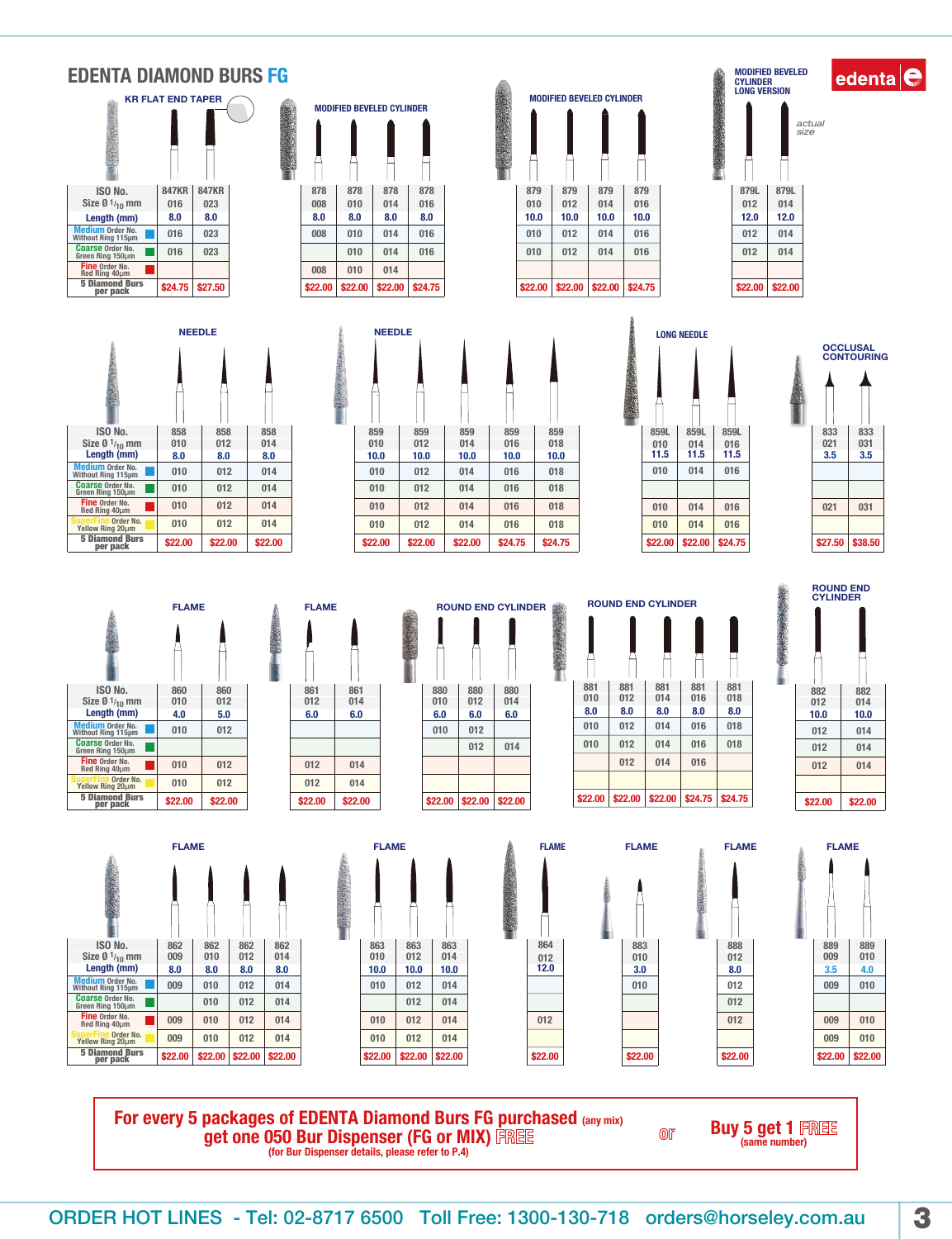# EDENTA DIAMOND BURS FG

edenta

### KR FLAT END TAPER / MODIFIED BEVELED CYLINDER / MODIFIED BEVELED CYLINDER LONG VERSION

*actual size*

| | KR Flat End Taper | | Modified Beveled Cylinder | | | | Modified Beveled Cylinder | | | | Modified Beveled Cylinder Long Version | |
|---|---|---|---|---|---|---|---|---|---|---|---|---|
| ISO No. | 847KR | 847KR | 878 | 878 | 878 | 878 | 879 | 879 | 879 | 879 | 879L | 879L |
| Size Ø 1/10 mm | 016 | 023 | 008 | 010 | 014 | 016 | 010 | 012 | 014 | 016 | 012 | 014 |
| Length (mm) | 8.0 | 8.0 | 8.0 | 8.0 | 8.0 | 8.0 | 10.0 | 10.0 | 10.0 | 10.0 | 12.0 | 12.0 |
| Medium Order No. Without Ring 115µm | 016 | 023 | 008 | 010 | 014 | 016 | 010 | 012 | 014 | 016 | 012 | 014 |
| Coarse Order No. Green Ring 150µm | 016 | 023 | | 010 | 014 | 016 | 010 | 012 | 014 | 016 | 012 | 014 |
| Fine Order No. Red Ring 40µm | | | 008 | 010 | 014 | | | | | | | |
| 5 Diamond Burs per pack | $24.75 | $27.50 | $22.00 | $22.00 | $22.00 | $24.75 | $22.00 | $22.00 | $22.00 | $24.75 | $22.00 | $22.00 |

### NEEDLE / NEEDLE / LONG NEEDLE / OCCLUSAL CONTOURING

| | Needle | | | Needle | | | | | Long Needle | | | Occlusal Contouring | |
|---|---|---|---|---|---|---|---|---|---|---|---|---|---|
| ISO No. | 858 | 858 | 858 | 859 | 859 | 859 | 859 | 859 | 859L | 859L | 859L | 833 | 833 |
| Size Ø 1/10 mm | 010 | 012 | 014 | 010 | 012 | 014 | 016 | 018 | 010 | 014 | 016 | 021 | 031 |
| Length (mm) | 8.0 | 8.0 | 8.0 | 10.0 | 10.0 | 10.0 | 10.0 | 10.0 | 11.5 | 11.5 | 11.5 | 3.5 | 3.5 |
| Medium Order No. Without Ring 115µm | 010 | 012 | 014 | 010 | 012 | 014 | 016 | 018 | 010 | 014 | 016 | | |
| Coarse Order No. Green Ring 150µm | 010 | 012 | 014 | 010 | 012 | 014 | 016 | 018 | | | | | |
| Fine Order No. Red Ring 40µm | 010 | 012 | 014 | 010 | 012 | 014 | 016 | 018 | 010 | 014 | 016 | 021 | 031 |
| SuperFine Order No. Yellow Ring 20µm | 010 | 012 | 014 | 010 | 012 | 014 | 016 | 018 | 010 | 014 | 016 | | |
| 5 Diamond Burs per pack | $22.00 | $22.00 | $22.00 | $22.00 | $22.00 | $22.00 | $24.75 | $24.75 | $22.00 | $22.00 | $24.75 | $27.50 | $38.50 |

### FLAME / FLAME / ROUND END CYLINDER / ROUND END CYLINDER / ROUND END CYLINDER

| | Flame | | Flame | | Round End Cylinder | | | Round End Cylinder | | | | | Round End Cylinder | |
|---|---|---|---|---|---|---|---|---|---|---|---|---|---|---|
| ISO No. | 860 | 860 | 861 | 861 | 880 | 880 | 880 | 881 | 881 | 881 | 881 | 881 | 882 | 882 |
| Size Ø 1/10 mm | 010 | 012 | 012 | 014 | 010 | 012 | 014 | 010 | 012 | 014 | 016 | 018 | 012 | 014 |
| Length (mm) | 4.0 | 5.0 | 6.0 | 6.0 | 6.0 | 6.0 | 6.0 | 8.0 | 8.0 | 8.0 | 8.0 | 8.0 | 10.0 | 10.0 |
| Medium Order No. Without Ring 115µm | 010 | 012 | | | 010 | 012 | | 010 | 012 | 014 | 016 | 018 | 012 | 014 |
| Coarse Order No. Green Ring 150µm | | | | | | 012 | 014 | 010 | 012 | 014 | 016 | 018 | 012 | 014 |
| Fine Order No. Red Ring 40µm | 010 | 012 | 012 | 014 | | | | | 012 | 014 | 016 | | 012 | 014 |
| SuperFine Order No. Yellow Ring 20µm | 010 | 012 | 012 | 014 | | | | | | | | | | |
| 5 Diamond Burs per pack | $22.00 | $22.00 | $22.00 | $22.00 | $22.00 | $22.00 | $22.00 | $22.00 | $22.00 | $22.00 | $24.75 | $24.75 | $22.00 | $22.00 |

### FLAME

| | Flame | | | | Flame | | | Flame | Flame | Flame | Flame | |
|---|---|---|---|---|---|---|---|---|---|---|---|---|
| ISO No. | 862 | 862 | 862 | 862 | 863 | 863 | 863 | 864 | 883 | 888 | 889 | 889 |
| Size Ø 1/10 mm | 009 | 010 | 012 | 014 | 010 | 012 | 014 | 012 | 010 | 012 | 009 | 010 |
| Length (mm) | 8.0 | 8.0 | 8.0 | 8.0 | 10.0 | 10.0 | 10.0 | 12.0 | 3.0 | 8.0 | 3.5 | 4.0 |
| Medium Order No. Without Ring 115µm | 009 | 010 | 012 | 014 | 010 | 012 | 014 | | 010 | 012 | 009 | 010 |
| Coarse Order No. Green Ring 150µm | | 010 | 012 | 014 | | 012 | 014 | | | 012 | | |
| Fine Order No. Red Ring 40µm | 009 | 010 | 012 | 014 | 010 | 012 | 014 | 012 | | 012 | 009 | 010 |
| SuperFine Order No. Yellow Ring 20µm | 009 | 010 | 012 | 014 | 010 | 012 | 014 | | | | 009 | 010 |
| 5 Diamond Burs per pack | $22.00 | $22.00 | $22.00 | $22.00 | $22.00 | $22.00 | $22.00 | $22.00 | $22.00 | $22.00 | $22.00 | $22.00 |

**For every 5 packages of EDENTA Diamond Burs FG purchased** (any mix) **get one 050 Bur Dispenser (FG or MIX) FREE**
(for Bur Dispenser details, please refer to P.4)

or

**Buy 5 get 1 FREE**
(same number)

ORDER HOT LINES - Tel: 02-8717 6500 Toll Free: 1300-130-718 orders@horseley.com.au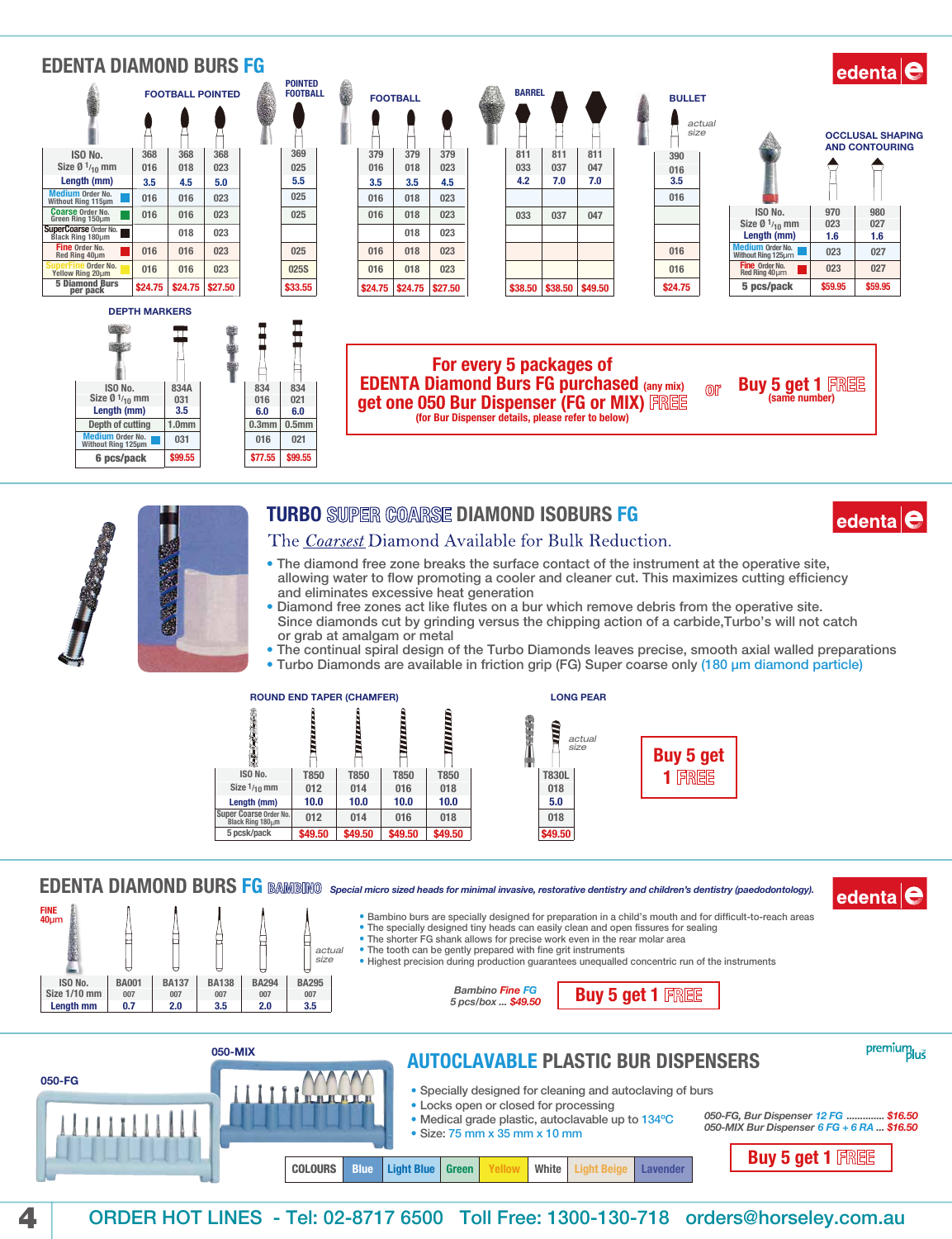# EDENTA DIAMOND BURS FG

edenta

| | FOOTBALL POINTED | | | POINTED FOOTBALL | FOOTBALL | | | BARREL | | | BULLET |
|---|---|---|---|---|---|---|---|---|---|---|---|
| ISO No. | 368 | 368 | 368 | 369 | 379 | 379 | 379 | 811 | 811 | 811 | 390 |
| Size Ø 1/10 mm | 016 | 018 | 023 | 025 | 016 | 018 | 023 | 033 | 037 | 047 | 016 |
| Length (mm) | 3.5 | 4.5 | 5.0 | 5.5 | 3.5 | 3.5 | 4.5 | 4.2 | 7.0 | 7.0 | 3.5 |
| Medium Order No. Without Ring 115µm | 016 | 016 | 023 | 025 | 016 | 018 | 023 | | | | 016 |
| Coarse Order No. Green Ring 150µm | 016 | 016 | 023 | 025 | 016 | 018 | 023 | 033 | 037 | 047 | |
| SuperCoarse Order No. Black Ring 180µm | | 018 | 023 | | | 018 | 023 | | | | |
| Fine Order No. Red Ring 40µm | 016 | 016 | 023 | 025 | 016 | 018 | 023 | | | | 016 |
| SuperFine Order No. Yellow Ring 20µm | 016 | 016 | 023 | 025S | 016 | 018 | 023 | | | | 016 |
| 5 Diamond Burs per pack | $24.75 | $24.75 | $27.50 | $33.55 | $24.75 | $24.75 | $27.50 | $38.50 | $38.50 | $49.50 | $24.75 |

actual size

**OCCLUSAL SHAPING AND CONTOURING**

| ISO No. | 970 | 980 |
|---|---|---|
| Size Ø 1/10 mm | 023 | 027 |
| Length (mm) | 1.6 | 1.6 |
| Medium Order No. Without Ring 125µm | 023 | 027 |
| Fine Order No. Red Ring 40µm | 023 | 027 |
| 5 pcs/pack | $59.95 | $59.95 |

**DEPTH MARKERS**

| ISO No. | 834A | 834 | 834 |
|---|---|---|---|
| Size Ø 1/10 mm | 031 | 016 | 021 |
| Length (mm) | 3.5 | 6.0 | 6.0 |
| Depth of cutting | 1.0mm | 0.3mm | 0.5mm |
| Medium Order No. Without Ring 125µm | 031 | 016 | 021 |
| 6 pcs/pack | $99.55 | $77.55 | $99.55 |

**For every 5 packages of EDENTA Diamond Burs FG purchased** (any mix) **get one 050 Bur Dispenser (FG or MIX) FREE**
(for Bur Dispenser details, please refer to below)

or **Buy 5 get 1 FREE** (same number)

# TURBO SUPER COARSE DIAMOND ISOBURS FG

edenta

*The Coarsest Diamond Available for Bulk Reduction.*

- The diamond free zone breaks the surface contact of the instrument at the operative site, allowing water to flow promoting a cooler and cleaner cut. This maximizes cutting efficiency and eliminates excessive heat generation
- Diamond free zones act like flutes on a bur which remove debris from the operative site. Since diamonds cut by grinding versus the chipping action of a carbide,Turbo's will not catch or grab at amalgam or metal
- The continual spiral design of the Turbo Diamonds leaves precise, smooth axial walled preparations
- Turbo Diamonds are available in friction grip (FG) Super coarse only (180 µm diamond particle)

| | ROUND END TAPER (CHAMFER) | | | | LONG PEAR |
|---|---|---|---|---|---|
| ISO No. | T850 | T850 | T850 | T850 | T830L |
| Size 1/10 mm | 012 | 014 | 016 | 018 | 018 |
| Length (mm) | 10.0 | 10.0 | 10.0 | 10.0 | 5.0 |
| Super Coarse Order No. Black Ring 180µm | 012 | 014 | 016 | 018 | 018 |
| 5 pcsk/pack | $49.50 | $49.50 | $49.50 | $49.50 | $49.50 |

actual size

**Buy 5 get 1 FREE**

# EDENTA DIAMOND BURS FG BAMBINO

*Special micro sized heads for minimal invasive, restorative dentistry and children's dentistry (paedodontology).*

edenta

FINE 40µm

| ISO No. | BA001 | BA137 | BA138 | BA294 | BA295 |
|---|---|---|---|---|---|
| Size 1/10 mm | 007 | 007 | 007 | 007 | 007 |
| Length mm | 0.7 | 2.0 | 3.5 | 2.0 | 3.5 |

actual size

- Bambino burs are specially designed for preparation in a child's mouth and for difficult-to-reach areas
- The specially designed tiny heads can easily clean and open fissures for sealing
- The shorter FG shank allows for precise work even in the rear molar area
- The tooth can be gently prepared with fine grit instruments
- Highest precision during production guarantees unequalled concentric run of the instruments

*Bambino Fine FG 5 pcs/box ... $49.50*

**Buy 5 get 1 FREE**

# AUTOCLAVABLE PLASTIC BUR DISPENSERS

premium plus

050-FG

050-MIX

- Specially designed for cleaning and autoclaving of burs
- Locks open or closed for processing
- Medical grade plastic, autoclavable up to 134ºC
- Size: 75 mm x 35 mm x 10 mm

*050-FG, Bur Dispenser 12 FG ............. $16.50*
*050-MIX Bur Dispenser 6 FG + 6 RA ... $16.50*

**Buy 5 get 1 FREE**

| COLOURS | Blue | Light Blue | Green | Yellow | White | Light Beige | Lavender |
|---|---|---|---|---|---|---|---|

ORDER HOT LINES - Tel: 02-8717 6500 Toll Free: 1300-130-718 orders@horseley.com.au